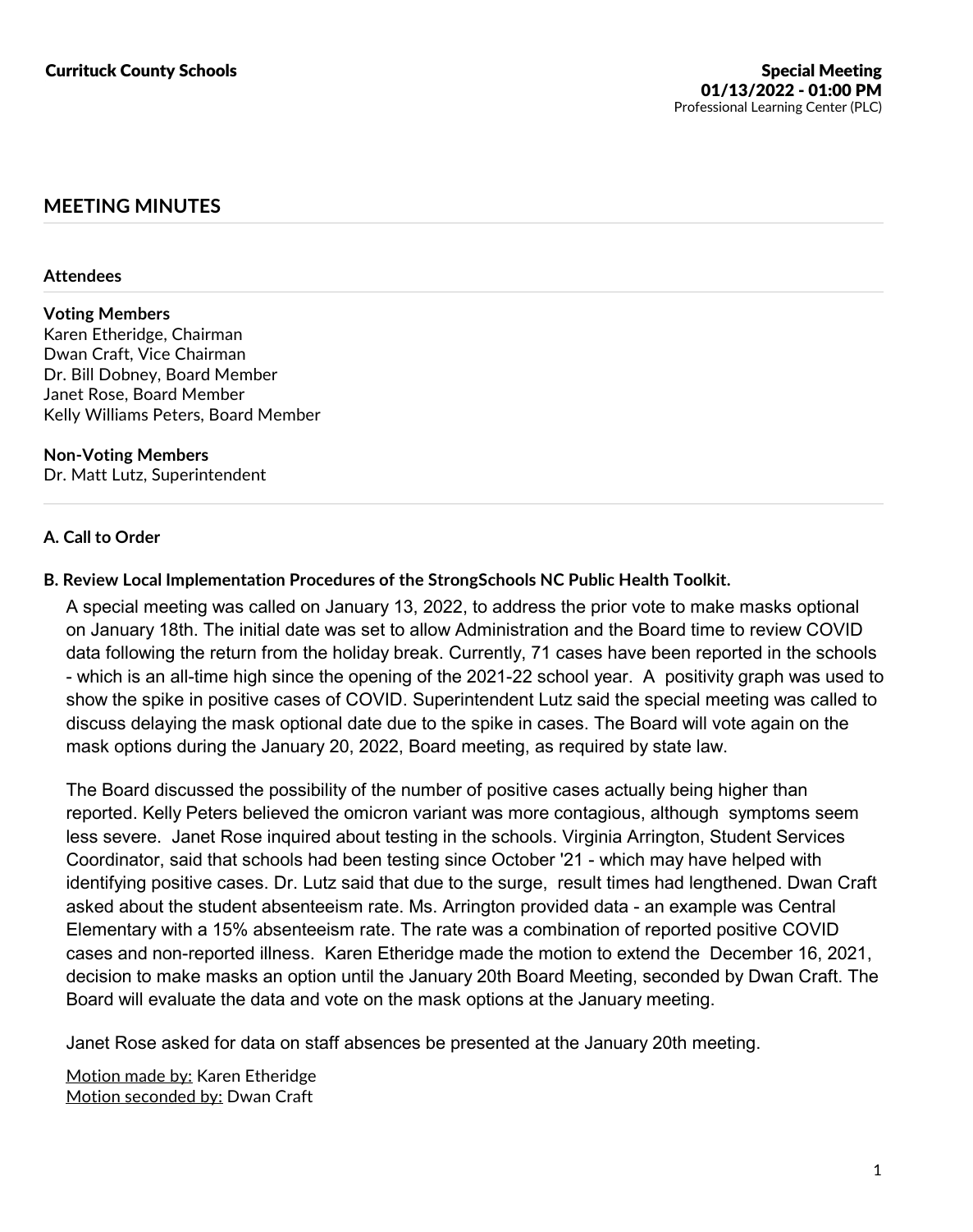**Currituck County Schools**

**Special Meeting**
**01/13/2022 - 01:00 PM**
Professional Learning Center (PLC)

## MEETING MINUTES

### Attendees

**Voting Members**
Karen Etheridge, Chairman
Dwan Craft, Vice Chairman
Dr. Bill Dobney, Board Member
Janet Rose, Board Member
Kelly Williams Peters, Board Member

**Non-Voting Members**
Dr. Matt Lutz, Superintendent

### A. Call to Order

### B. Review Local Implementation Procedures of the StrongSchools NC Public Health Toolkit.

A special meeting was called on January 13, 2022, to address the prior vote to make masks optional on January 18th. The initial date was set to allow Administration and the Board time to review COVID data following the return from the holiday break. Currently, 71 cases have been reported in the schools - which is an all-time high since the opening of the 2021-22 school year. A positivity graph was used to show the spike in positive cases of COVID. Superintendent Lutz said the special meeting was called to discuss delaying the mask optional date due to the spike in cases. The Board will vote again on the mask options during the January 20, 2022, Board meeting, as required by state law.

The Board discussed the possibility of the number of positive cases actually being higher than reported. Kelly Peters believed the omicron variant was more contagious, although symptoms seem less severe. Janet Rose inquired about testing in the schools. Virginia Arrington, Student Services Coordinator, said that schools had been testing since October '21 - which may have helped with identifying positive cases. Dr. Lutz said that due to the surge, result times had lengthened. Dwan Craft asked about the student absenteeism rate. Ms. Arrington provided data - an example was Central Elementary with a 15% absenteeism rate. The rate was a combination of reported positive COVID cases and non-reported illness. Karen Etheridge made the motion to extend the December 16, 2021, decision to make masks an option until the January 20th Board Meeting, seconded by Dwan Craft. The Board will evaluate the data and vote on the mask options at the January meeting.

Janet Rose asked for data on staff absences be presented at the January 20th meeting.

Motion made by: Karen Etheridge
Motion seconded by: Dwan Craft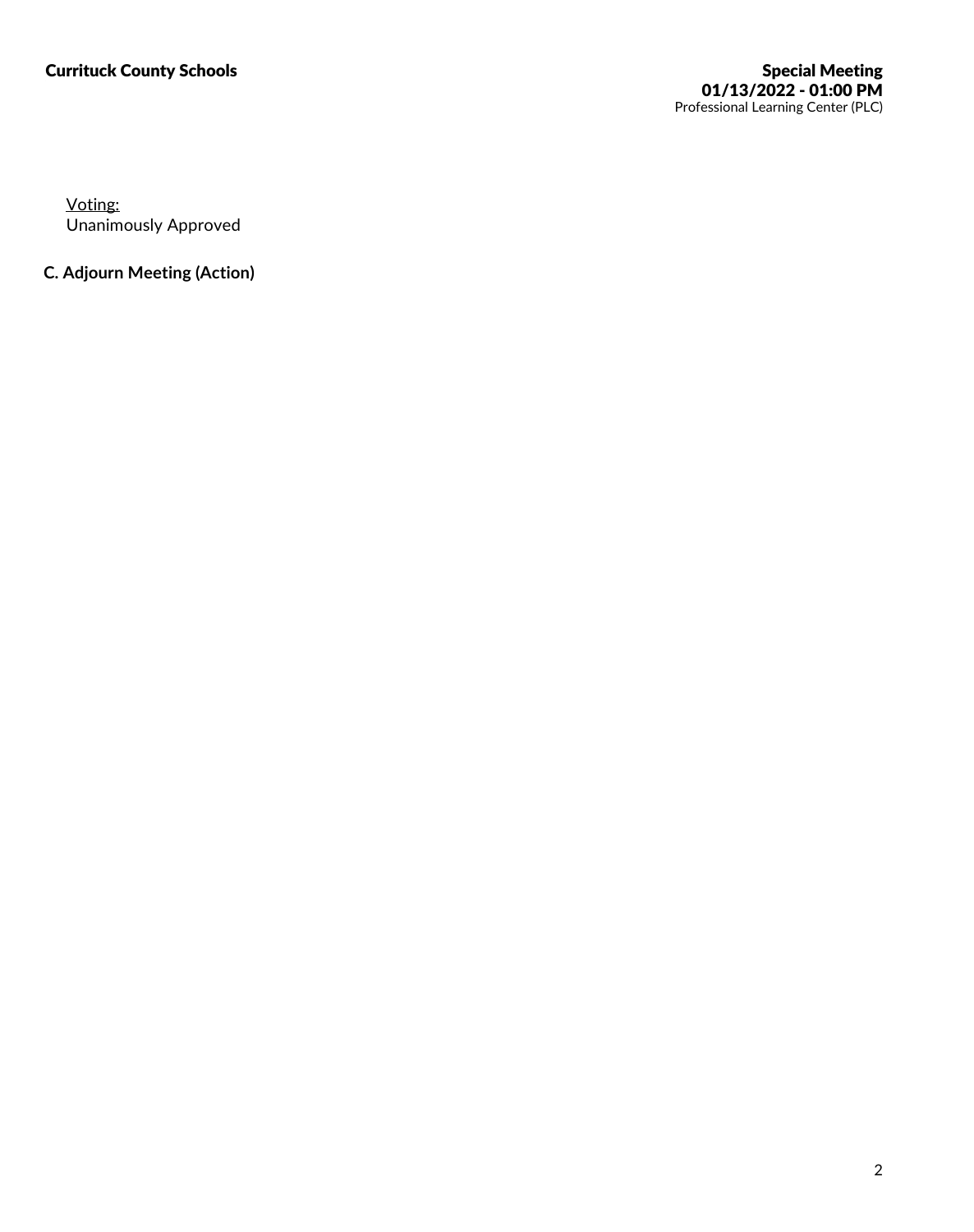Voting:
Unanimously Approved

**C. Adjourn Meeting (Action)**